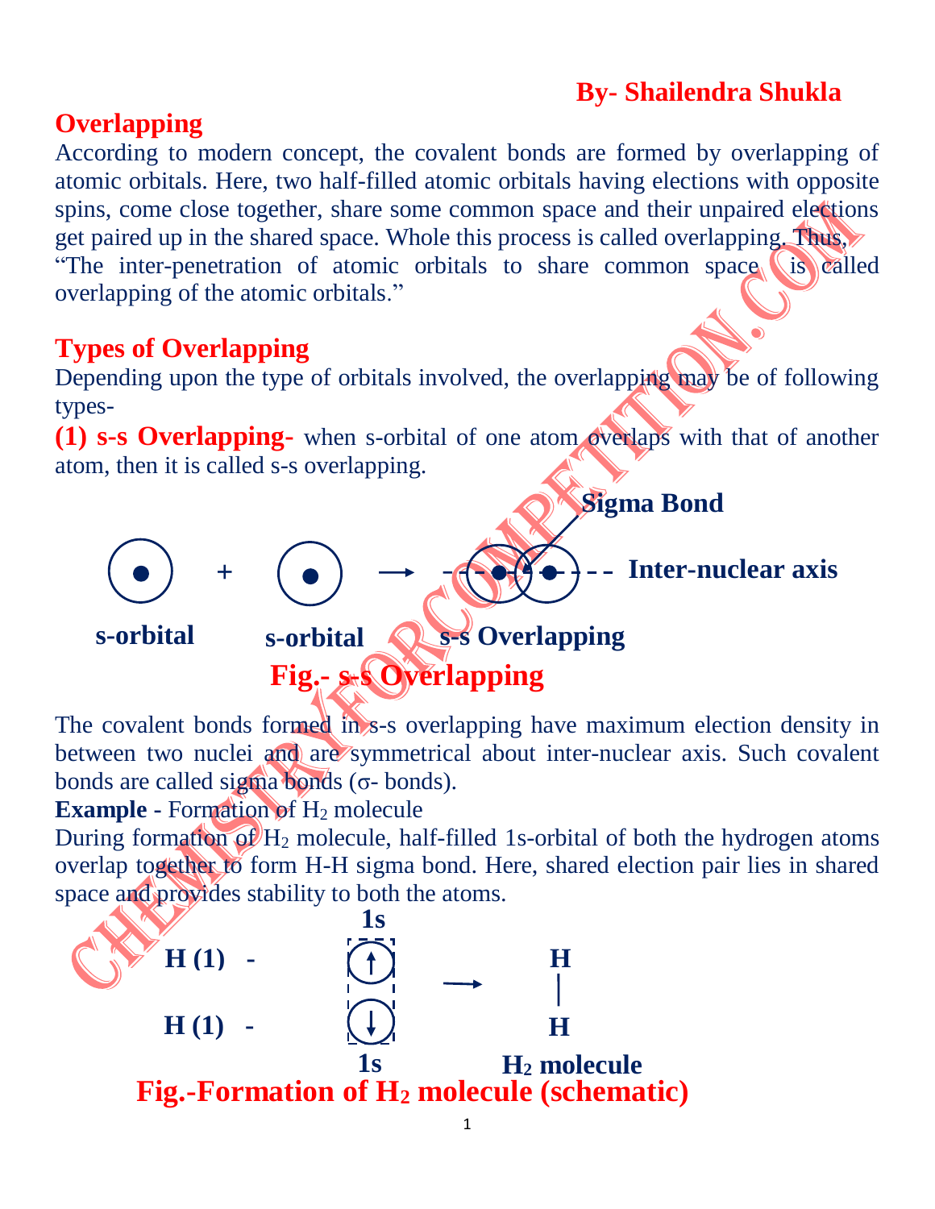By- Shailendra Shukla

## Overlapping

According to modern concept, the covalent bonds are formed by overlapping of atomic orbitals. Here, two half-filled atomic orbitals having elections with opposite spins, come close together, share some common space and their unpaired elections get paired up in the shared space. Whole this process is called overlapping. Thus, "The inter-penetration of atomic orbitals to share common space is called overlapping of the atomic orbitals."

## Types of Overlapping

Depending upon the type of orbitals involved, the overlapping may be of following types-

**(1) s-s Overlapping-** when s-orbital of one atom overlaps with that of another atom, then it is called s-s overlapping.

**Sigma Bond**

**Inter-nuclear axis**

**s-orbital** + **s-orbital** → **s-s Overlapping**

**Fig.- s-s Overlapping**

The covalent bonds formed in s-s overlapping have maximum election density in between two nuclei and are symmetrical about inter-nuclear axis. Such covalent bonds are called sigma bonds (σ- bonds).

**Example** - Formation of $H_2$ molecule

During formation of $H_2$ molecule, half-filled 1s-orbital of both the hydrogen atoms overlap together to form H-H sigma bond. Here, shared election pair lies in shared space and provides stability to both the atoms.

**H (1)** - 1s (↑)

**H (1)** - 1s (↓)

→ H–H

**$H_2$ molecule**

**Fig.-Formation of $H_2$ molecule (schematic)**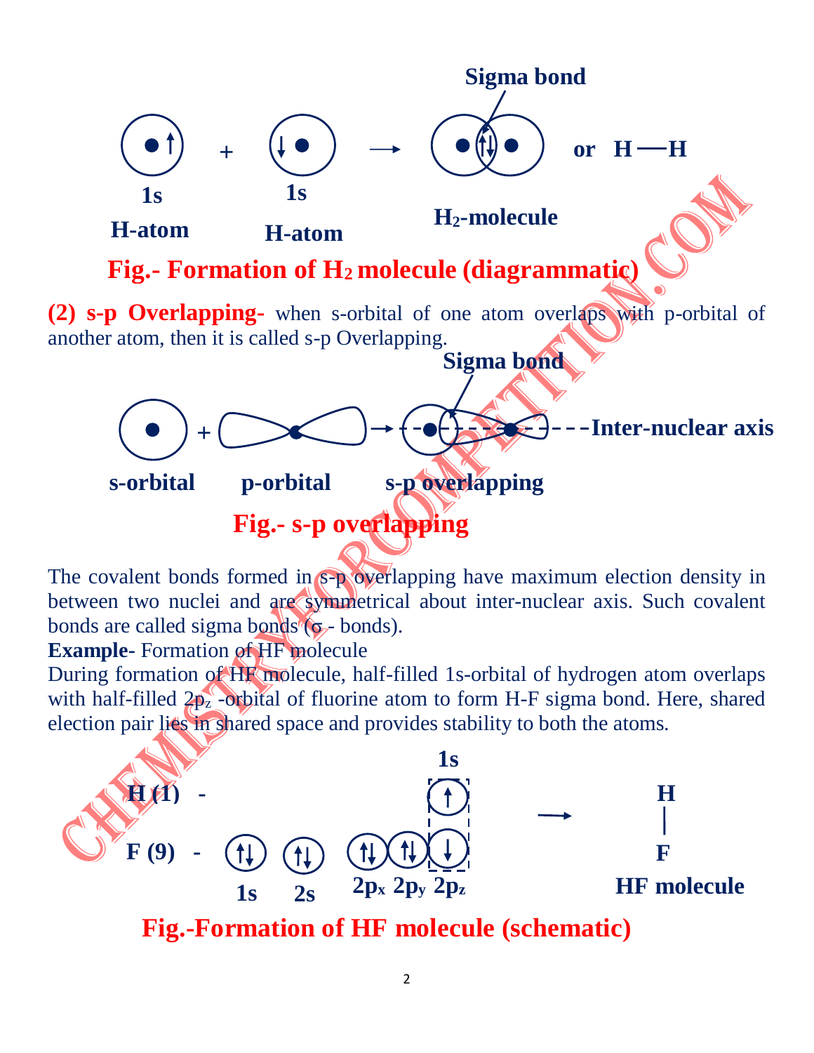Sigma bond

1s H-atom + 1s H-atom → $H_2$-molecule or H—H

**Fig.- Formation of $H_2$ molecule (diagrammatic)**

**(2) s-p Overlapping-** when s-orbital of one atom overlaps with p-orbital of another atom, then it is called s-p Overlapping.

Sigma bond

s-orbital + p-orbital → s-p overlapping — Inter-nuclear axis

**Fig.- s-p overlapping**

The covalent bonds formed in s-p overlapping have maximum election density in between two nuclei and are symmetrical about inter-nuclear axis. Such covalent bonds are called sigma bonds (σ - bonds).

**Example-** Formation of HF molecule

During formation of HF molecule, half-filled 1s-orbital of hydrogen atom overlaps with half-filled $2p_z$ -orbital of fluorine atom to form H-F sigma bond. Here, shared election pair lies in shared space and provides stability to both the atoms.

H (1) - 1s (↑)

F (9) - 1s (↑↓) 2s (↑↓) $2p_x$ (↑↓) $2p_y$ (↑↓) $2p_z$ (↓)

→ H—F HF molecule

**Fig.-Formation of HF molecule (schematic)**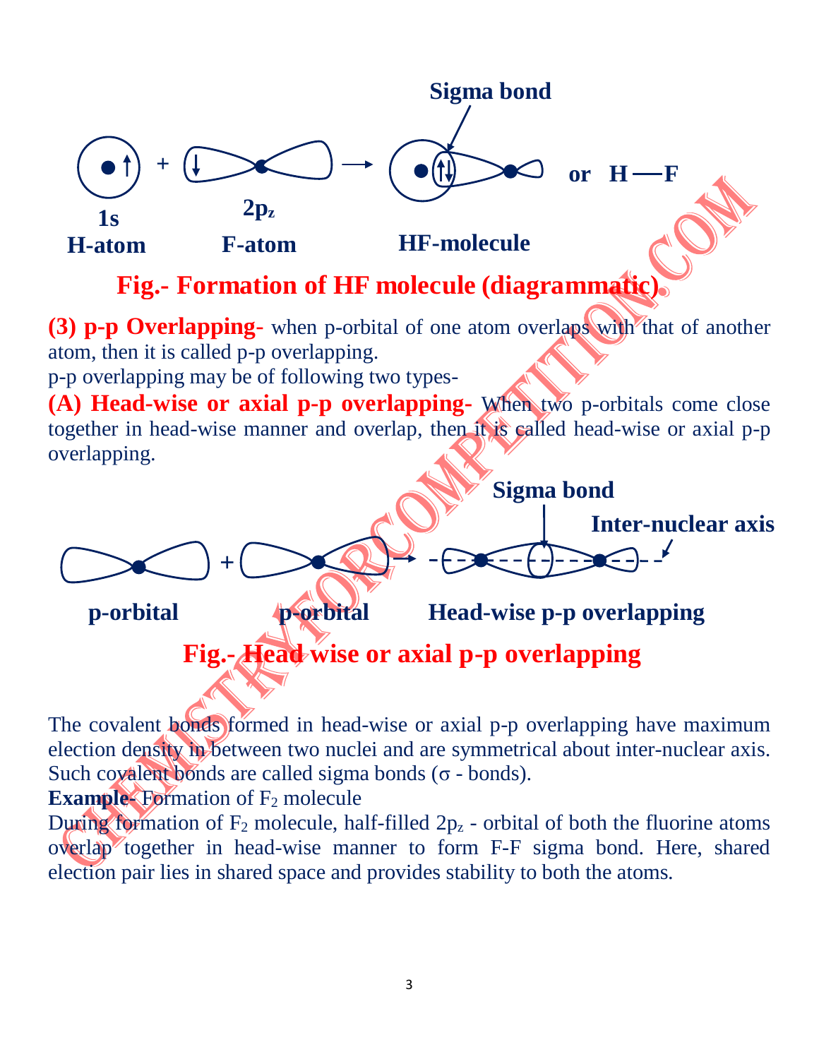Sigma bond

1s H-atom + $2p_z$ F-atom → HF-molecule or H—F

**Fig.- Formation of HF molecule (diagrammatic).**

**(3) p-p Overlapping-** when p-orbital of one atom overlaps with that of another atom, then it is called p-p overlapping.

p-p overlapping may be of following two types-

**(A) Head-wise or axial p-p overlapping-** When two p-orbitals come close together in head-wise manner and overlap, then it is called head-wise or axial p-p overlapping.

Sigma bond

Inter-nuclear axis

p-orbital + p-orbital → Head-wise p-p overlapping

**Fig.- Head wise or axial p-p overlapping**

The covalent bonds formed in head-wise or axial p-p overlapping have maximum election density in between two nuclei and are symmetrical about inter-nuclear axis. Such covalent bonds are called sigma bonds (σ - bonds).

**Example-** Formation of $F_2$ molecule

During formation of $F_2$ molecule, half-filled $2p_z$ - orbital of both the fluorine atoms overlap together in head-wise manner to form F-F sigma bond. Here, shared election pair lies in shared space and provides stability to both the atoms.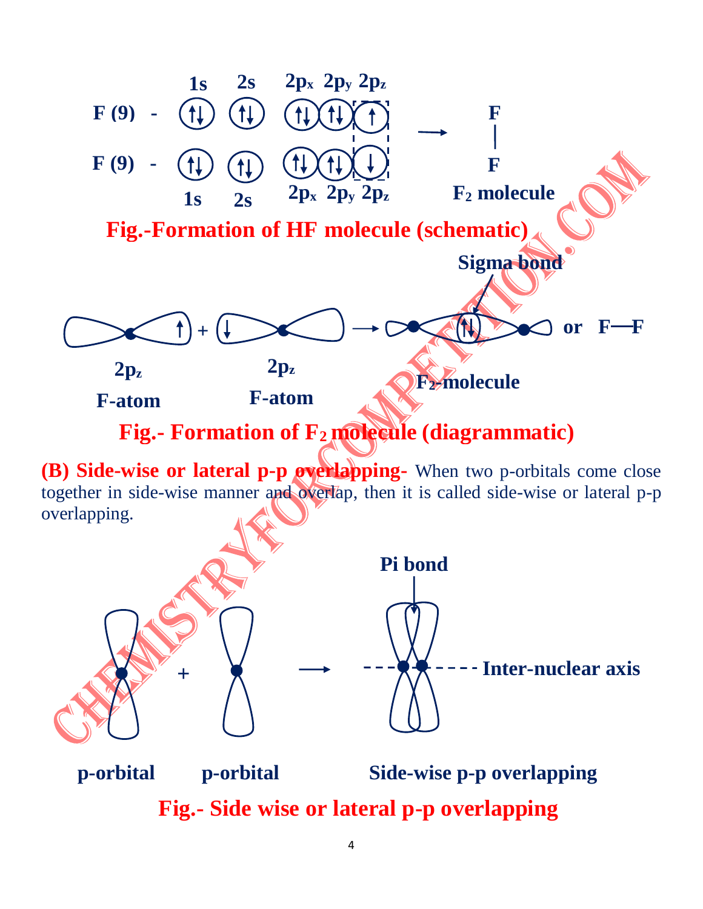**Fig.-Formation of HF molecule (schematic)**

**Fig.- Formation of $F_2$ molecule (diagrammatic)**

**(B) Side-wise or lateral p-p overlapping-** When two p-orbitals come close together in side-wise manner and overlap, then it is called side-wise or lateral p-p overlapping.

**Fig.- Side wise or lateral p-p overlapping**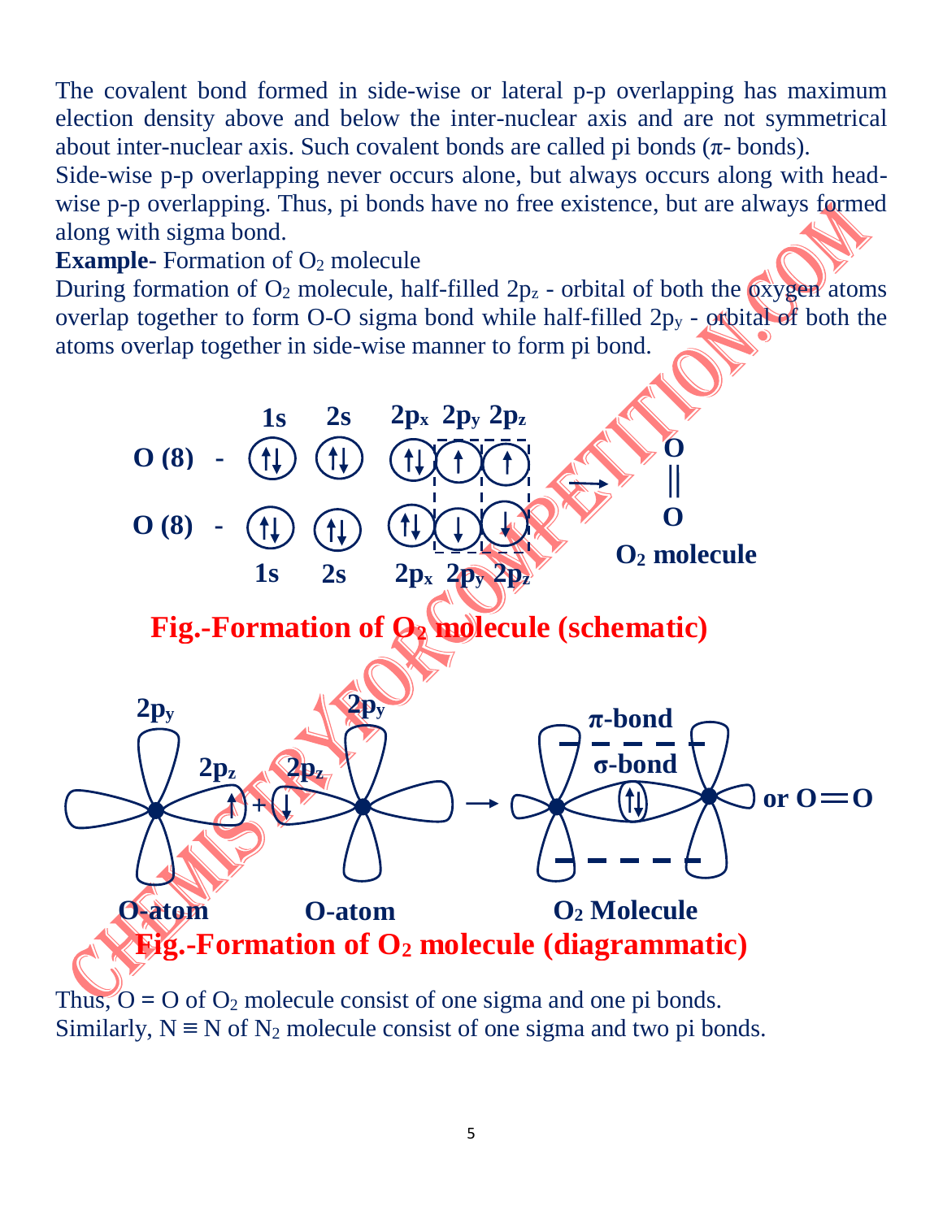The covalent bond formed in side-wise or lateral p-p overlapping has maximum election density above and below the inter-nuclear axis and are not symmetrical about inter-nuclear axis. Such covalent bonds are called pi bonds (π- bonds).

Side-wise p-p overlapping never occurs alone, but always occurs along with head-wise p-p overlapping. Thus, pi bonds have no free existence, but are always formed along with sigma bond.

**Example-** Formation of $O_2$ molecule

During formation of $O_2$ molecule, half-filled $2p_z$ - orbital of both the oxygen atoms overlap together to form O-O sigma bond while half-filled $2p_y$ - orbital of both the atoms overlap together in side-wise manner to form pi bond.

1s 2s $2p_x$ $2p_y$ $2p_z$

O (8) - ↑↓ ↑↓ ↑↓ ↑ ↑

O (8) - ↑↓ ↑↓ ↑↓ ↓ ↓

1s 2s $2p_x$ $2p_y$ $2p_z$

→ O = O

$O_2$ molecule

**Fig.-Formation of $O_2$ molecule (schematic)**

$2p_y$ $2p_z$ $2p_z$ $2p_y$

π-bond

σ-bond

or O=O

O-atom O-atom $O_2$ Molecule

**Fig.-Formation of $O_2$ molecule (diagrammatic)**

Thus, O = O of $O_2$ molecule consist of one sigma and one pi bonds.

Similarly, N ≡ N of $N_2$ molecule consist of one sigma and two pi bonds.